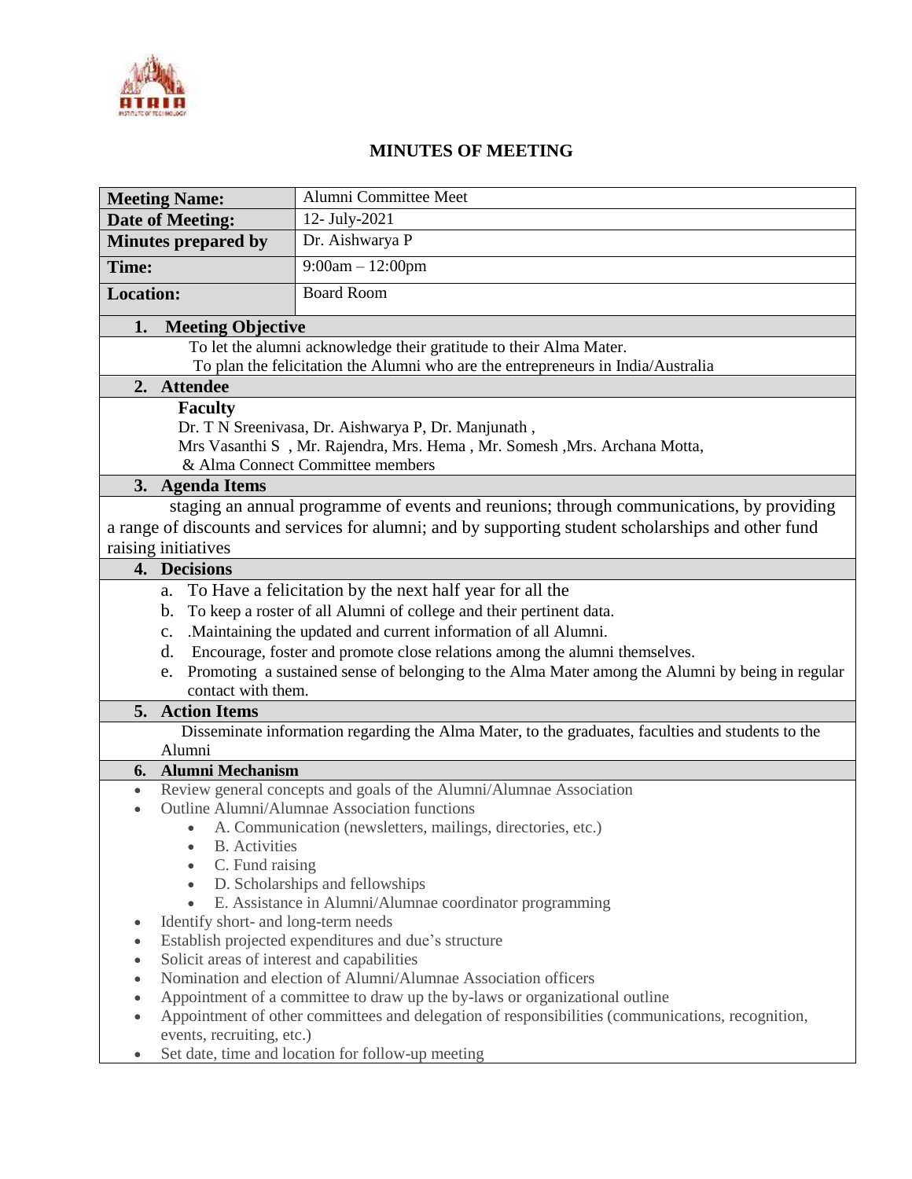# MINUTES OF MEETING

| **Meeting Name:** | Alumni Committee Meet |
|---|---|
| **Date of Meeting:** | 12- July-2021 |
| **Minutes prepared by** | Dr. Aishwarya P |
| **Time:** | 9:00am – 12:00pm |
| **Location:** | Board Room |

## 1. Meeting Objective

To let the alumni acknowledge their gratitude to their Alma Mater.
To plan the felicitation the Alumni who are the entrepreneurs in India/Australia

## 2. Attendee

**Faculty**
Dr. T N Sreenivasa, Dr. Aishwarya P, Dr. Manjunath ,
Mrs Vasanthi S , Mr. Rajendra, Mrs. Hema , Mr. Somesh ,Mrs. Archana Motta,
& Alma Connect Committee members

## 3. Agenda Items

staging an annual programme of events and reunions; through communications, by providing a range of discounts and services for alumni; and by supporting student scholarships and other fund raising initiatives

## 4. Decisions

a. To Have a felicitation by the next half year for all the
b. To keep a roster of all Alumni of college and their pertinent data.
c. .Maintaining the updated and current information of all Alumni.
d. Encourage, foster and promote close relations among the alumni themselves.
e. Promoting a sustained sense of belonging to the Alma Mater among the Alumni by being in regular contact with them.

## 5. Action Items

Disseminate information regarding the Alma Mater, to the graduates, faculties and students to the Alumni

## 6. Alumni Mechanism

- Review general concepts and goals of the Alumni/Alumnae Association
- Outline Alumni/Alumnae Association functions
  - A. Communication (newsletters, mailings, directories, etc.)
  - B. Activities
  - C. Fund raising
  - D. Scholarships and fellowships
  - E. Assistance in Alumni/Alumnae coordinator programming
- Identify short- and long-term needs
- Establish projected expenditures and due's structure
- Solicit areas of interest and capabilities
- Nomination and election of Alumni/Alumnae Association officers
- Appointment of a committee to draw up the by-laws or organizational outline
- Appointment of other committees and delegation of responsibilities (communications, recognition, events, recruiting, etc.)
- Set date, time and location for follow-up meeting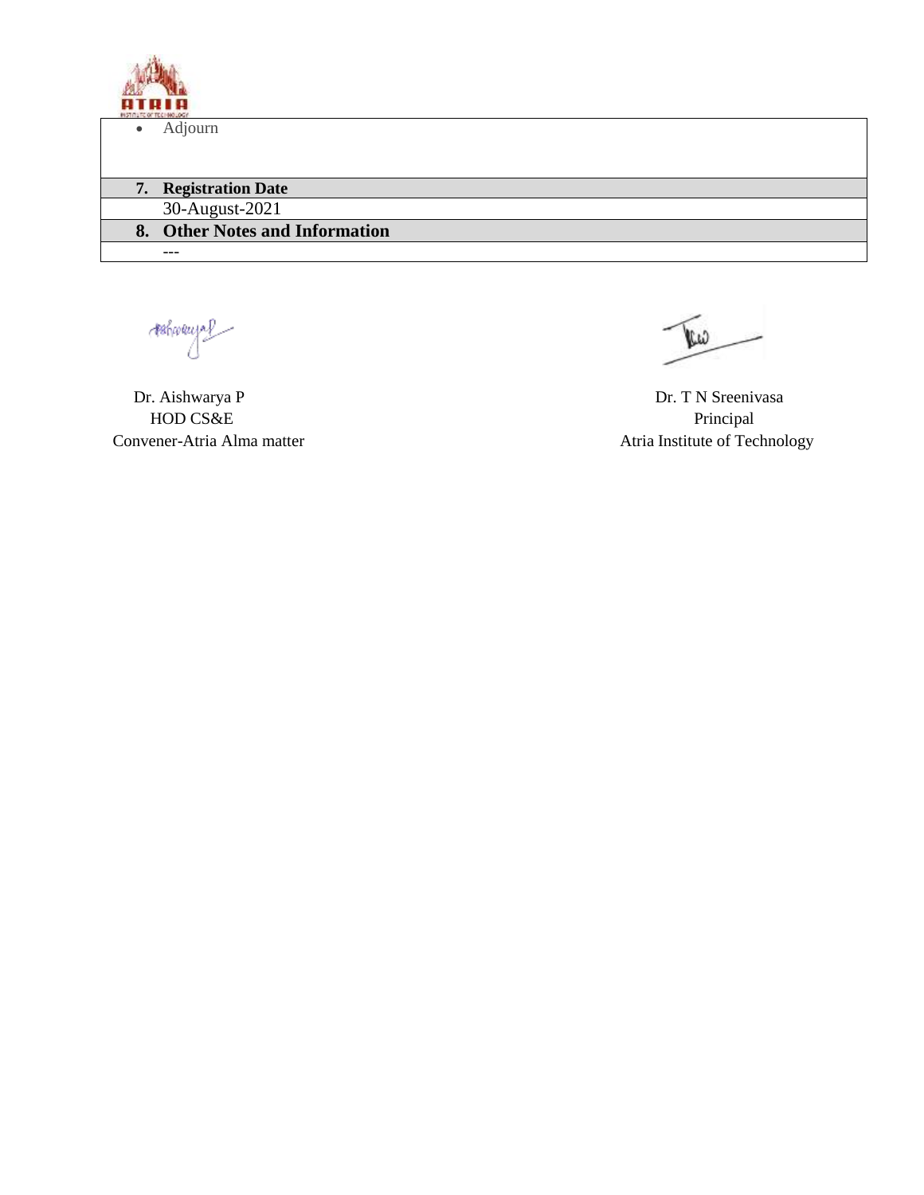- Adjourn

**7. Registration Date**

30-August-2021

**8. Other Notes and Information**

---

Dr. Aishwarya P
HOD CS&E
Convener-Atria Alma matter

Dr. T N Sreenivasa
Principal
Atria Institute of Technology